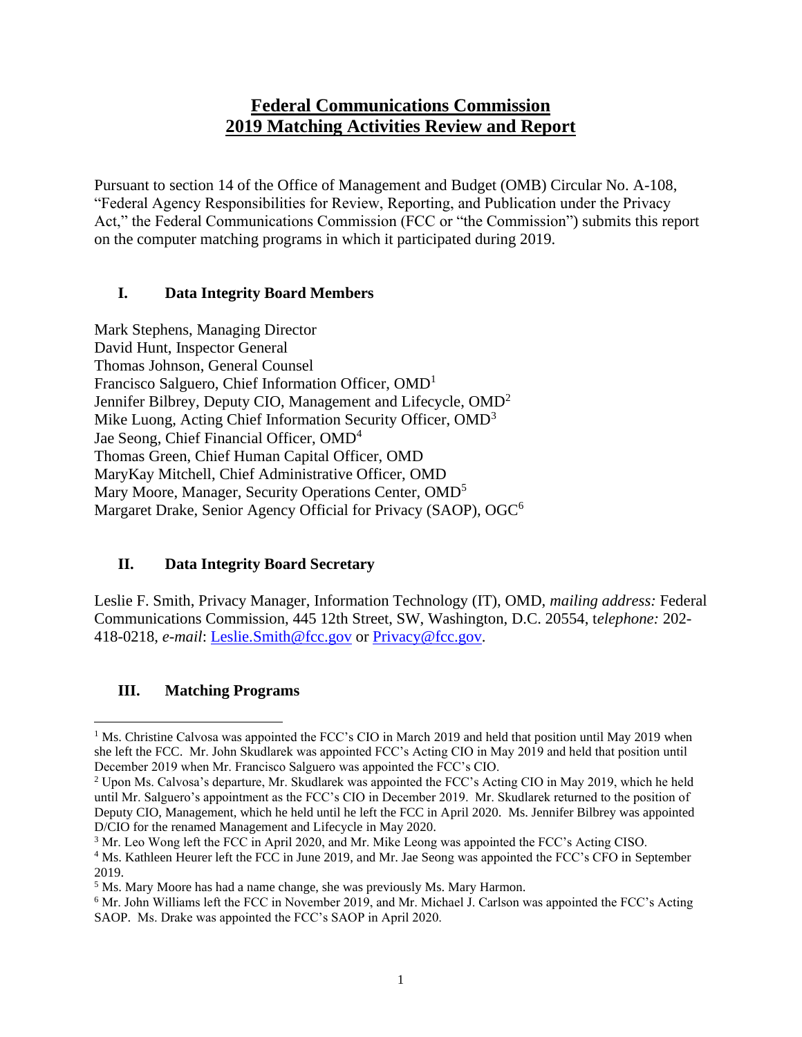# Federal Communications Commission
# 2019 Matching Activities Review and Report

Pursuant to section 14 of the Office of Management and Budget (OMB) Circular No. A-108, "Federal Agency Responsibilities for Review, Reporting, and Publication under the Privacy Act," the Federal Communications Commission (FCC or "the Commission") submits this report on the computer matching programs in which it participated during 2019.

## I. Data Integrity Board Members

Mark Stephens, Managing Director
David Hunt, Inspector General
Thomas Johnson, General Counsel
Francisco Salguero, Chief Information Officer, OMD[1]
Jennifer Bilbrey, Deputy CIO, Management and Lifecycle, OMD[2]
Mike Luong, Acting Chief Information Security Officer, OMD[3]
Jae Seong, Chief Financial Officer, OMD[4]
Thomas Green, Chief Human Capital Officer, OMD
MaryKay Mitchell, Chief Administrative Officer, OMD
Mary Moore, Manager, Security Operations Center, OMD[5]
Margaret Drake, Senior Agency Official for Privacy (SAOP), OGC[6]

## II. Data Integrity Board Secretary

Leslie F. Smith, Privacy Manager, Information Technology (IT), OMD, *mailing address:* Federal Communications Commission, 445 12th Street, SW, Washington, D.C. 20554, t*elephone:* 202-418-0218, *e-mail*: Leslie.Smith@fcc.gov or Privacy@fcc.gov.

## III. Matching Programs

[1] Ms. Christine Calvosa was appointed the FCC's CIO in March 2019 and held that position until May 2019 when she left the FCC. Mr. John Skudlarek was appointed FCC's Acting CIO in May 2019 and held that position until December 2019 when Mr. Francisco Salguero was appointed the FCC's CIO.

[2] Upon Ms. Calvosa's departure, Mr. Skudlarek was appointed the FCC's Acting CIO in May 2019, which he held until Mr. Salguero's appointment as the FCC's CIO in December 2019. Mr. Skudlarek returned to the position of Deputy CIO, Management, which he held until he left the FCC in April 2020. Ms. Jennifer Bilbrey was appointed D/CIO for the renamed Management and Lifecycle in May 2020.

[3] Mr. Leo Wong left the FCC in April 2020, and Mr. Mike Leong was appointed the FCC's Acting CISO.

[4] Ms. Kathleen Heurer left the FCC in June 2019, and Mr. Jae Seong was appointed the FCC's CFO in September 2019.

[5] Ms. Mary Moore has had a name change, she was previously Ms. Mary Harmon.

[6] Mr. John Williams left the FCC in November 2019, and Mr. Michael J. Carlson was appointed the FCC's Acting SAOP. Ms. Drake was appointed the FCC's SAOP in April 2020.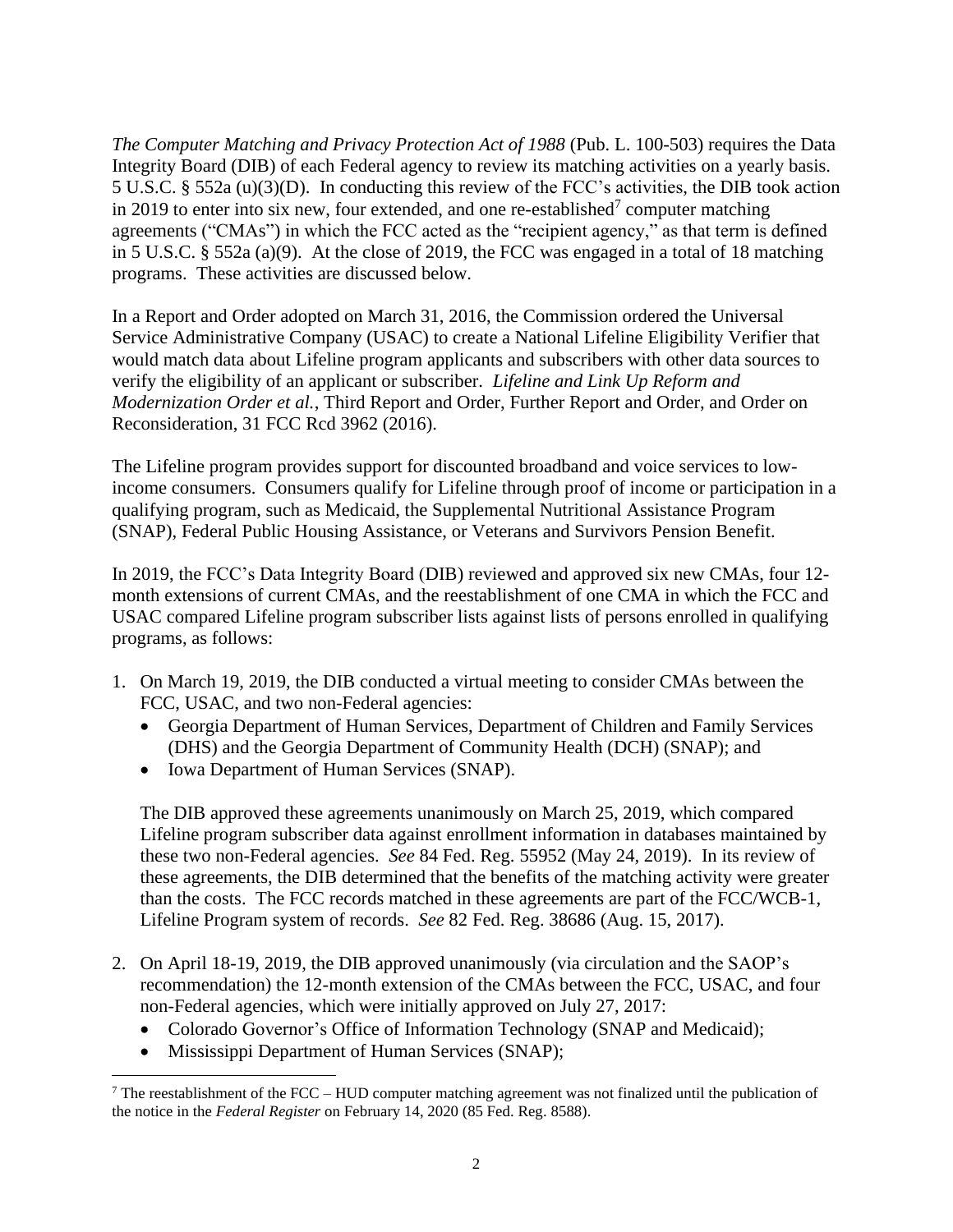*The Computer Matching and Privacy Protection Act of 1988* (Pub. L. 100-503) requires the Data Integrity Board (DIB) of each Federal agency to review its matching activities on a yearly basis. 5 U.S.C. § 552a (u)(3)(D). In conducting this review of the FCC's activities, the DIB took action in 2019 to enter into six new, four extended, and one re-established[7] computer matching agreements ("CMAs") in which the FCC acted as the "recipient agency," as that term is defined in 5 U.S.C. § 552a (a)(9). At the close of 2019, the FCC was engaged in a total of 18 matching programs. These activities are discussed below.

In a Report and Order adopted on March 31, 2016, the Commission ordered the Universal Service Administrative Company (USAC) to create a National Lifeline Eligibility Verifier that would match data about Lifeline program applicants and subscribers with other data sources to verify the eligibility of an applicant or subscriber. *Lifeline and Link Up Reform and Modernization Order et al.*, Third Report and Order, Further Report and Order, and Order on Reconsideration, 31 FCC Rcd 3962 (2016).

The Lifeline program provides support for discounted broadband and voice services to low-income consumers. Consumers qualify for Lifeline through proof of income or participation in a qualifying program, such as Medicaid, the Supplemental Nutritional Assistance Program (SNAP), Federal Public Housing Assistance, or Veterans and Survivors Pension Benefit.

In 2019, the FCC's Data Integrity Board (DIB) reviewed and approved six new CMAs, four 12-month extensions of current CMAs, and the reestablishment of one CMA in which the FCC and USAC compared Lifeline program subscriber lists against lists of persons enrolled in qualifying programs, as follows:

1. On March 19, 2019, the DIB conducted a virtual meeting to consider CMAs between the FCC, USAC, and two non-Federal agencies:
   - Georgia Department of Human Services, Department of Children and Family Services (DHS) and the Georgia Department of Community Health (DCH) (SNAP); and
   - Iowa Department of Human Services (SNAP).

   The DIB approved these agreements unanimously on March 25, 2019, which compared Lifeline program subscriber data against enrollment information in databases maintained by these two non-Federal agencies. *See* 84 Fed. Reg. 55952 (May 24, 2019). In its review of these agreements, the DIB determined that the benefits of the matching activity were greater than the costs. The FCC records matched in these agreements are part of the FCC/WCB-1, Lifeline Program system of records. *See* 82 Fed. Reg. 38686 (Aug. 15, 2017).

2. On April 18-19, 2019, the DIB approved unanimously (via circulation and the SAOP's recommendation) the 12-month extension of the CMAs between the FCC, USAC, and four non-Federal agencies, which were initially approved on July 27, 2017:
   - Colorado Governor's Office of Information Technology (SNAP and Medicaid);
   - Mississippi Department of Human Services (SNAP);

[7] The reestablishment of the FCC – HUD computer matching agreement was not finalized until the publication of the notice in the *Federal Register* on February 14, 2020 (85 Fed. Reg. 8588).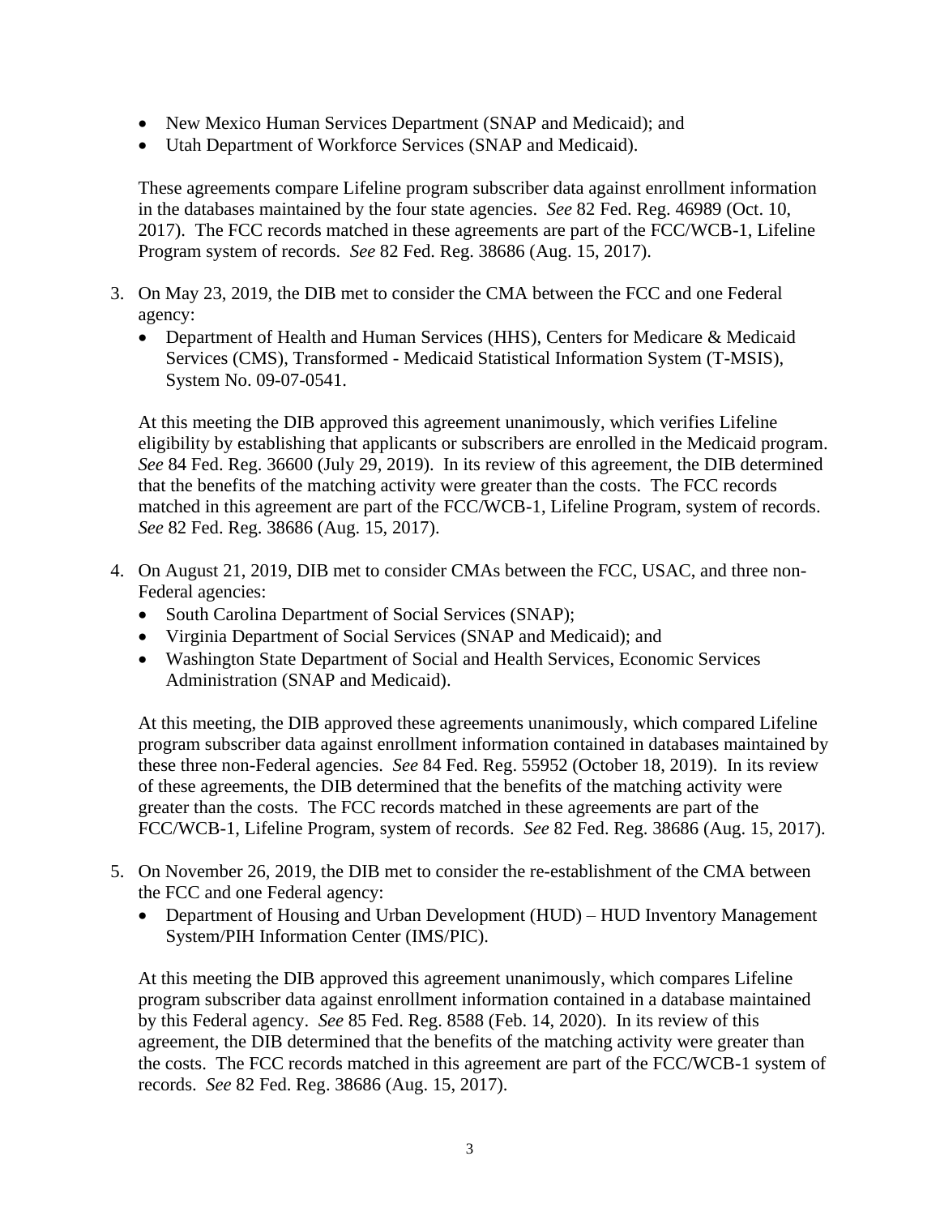- New Mexico Human Services Department (SNAP and Medicaid); and
- Utah Department of Workforce Services (SNAP and Medicaid).

These agreements compare Lifeline program subscriber data against enrollment information in the databases maintained by the four state agencies. *See* 82 Fed. Reg. 46989 (Oct. 10, 2017). The FCC records matched in these agreements are part of the FCC/WCB-1, Lifeline Program system of records. *See* 82 Fed. Reg. 38686 (Aug. 15, 2017).

3. On May 23, 2019, the DIB met to consider the CMA between the FCC and one Federal agency:
   - Department of Health and Human Services (HHS), Centers for Medicare & Medicaid Services (CMS), Transformed - Medicaid Statistical Information System (T-MSIS), System No. 09-07-0541.

   At this meeting the DIB approved this agreement unanimously, which verifies Lifeline eligibility by establishing that applicants or subscribers are enrolled in the Medicaid program. *See* 84 Fed. Reg. 36600 (July 29, 2019). In its review of this agreement, the DIB determined that the benefits of the matching activity were greater than the costs. The FCC records matched in this agreement are part of the FCC/WCB-1, Lifeline Program, system of records. *See* 82 Fed. Reg. 38686 (Aug. 15, 2017).

4. On August 21, 2019, DIB met to consider CMAs between the FCC, USAC, and three non-Federal agencies:
   - South Carolina Department of Social Services (SNAP);
   - Virginia Department of Social Services (SNAP and Medicaid); and
   - Washington State Department of Social and Health Services, Economic Services Administration (SNAP and Medicaid).

   At this meeting, the DIB approved these agreements unanimously, which compared Lifeline program subscriber data against enrollment information contained in databases maintained by these three non-Federal agencies. *See* 84 Fed. Reg. 55952 (October 18, 2019). In its review of these agreements, the DIB determined that the benefits of the matching activity were greater than the costs. The FCC records matched in these agreements are part of the FCC/WCB-1, Lifeline Program, system of records. *See* 82 Fed. Reg. 38686 (Aug. 15, 2017).

5. On November 26, 2019, the DIB met to consider the re-establishment of the CMA between the FCC and one Federal agency:
   - Department of Housing and Urban Development (HUD) – HUD Inventory Management System/PIH Information Center (IMS/PIC).

   At this meeting the DIB approved this agreement unanimously, which compares Lifeline program subscriber data against enrollment information contained in a database maintained by this Federal agency. *See* 85 Fed. Reg. 8588 (Feb. 14, 2020). In its review of this agreement, the DIB determined that the benefits of the matching activity were greater than the costs. The FCC records matched in this agreement are part of the FCC/WCB-1 system of records. *See* 82 Fed. Reg. 38686 (Aug. 15, 2017).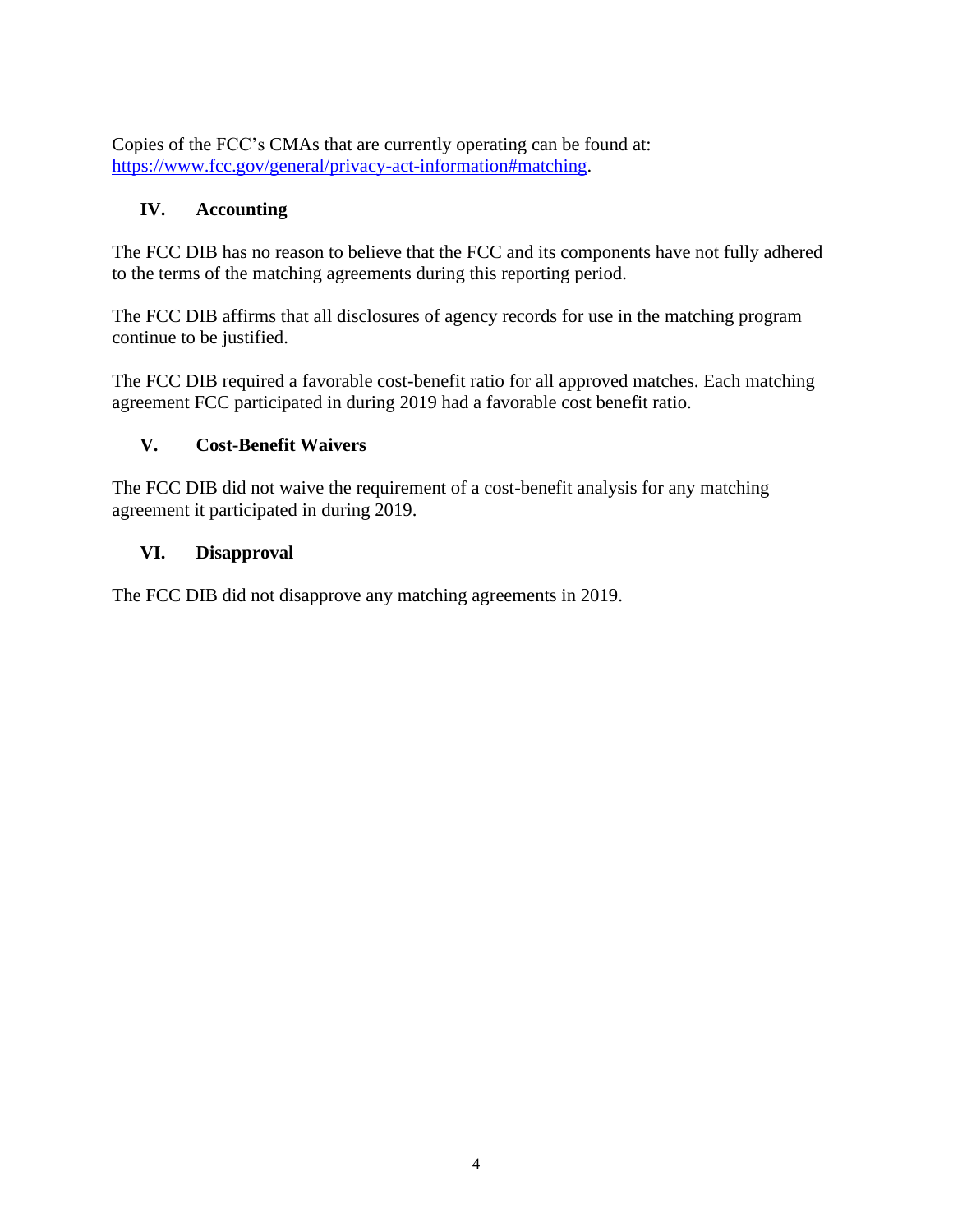Copies of the FCC's CMAs that are currently operating can be found at: https://www.fcc.gov/general/privacy-act-information#matching.

## IV. Accounting

The FCC DIB has no reason to believe that the FCC and its components have not fully adhered to the terms of the matching agreements during this reporting period.

The FCC DIB affirms that all disclosures of agency records for use in the matching program continue to be justified.

The FCC DIB required a favorable cost-benefit ratio for all approved matches. Each matching agreement FCC participated in during 2019 had a favorable cost benefit ratio.

## V. Cost-Benefit Waivers

The FCC DIB did not waive the requirement of a cost-benefit analysis for any matching agreement it participated in during 2019.

## VI. Disapproval

The FCC DIB did not disapprove any matching agreements in 2019.